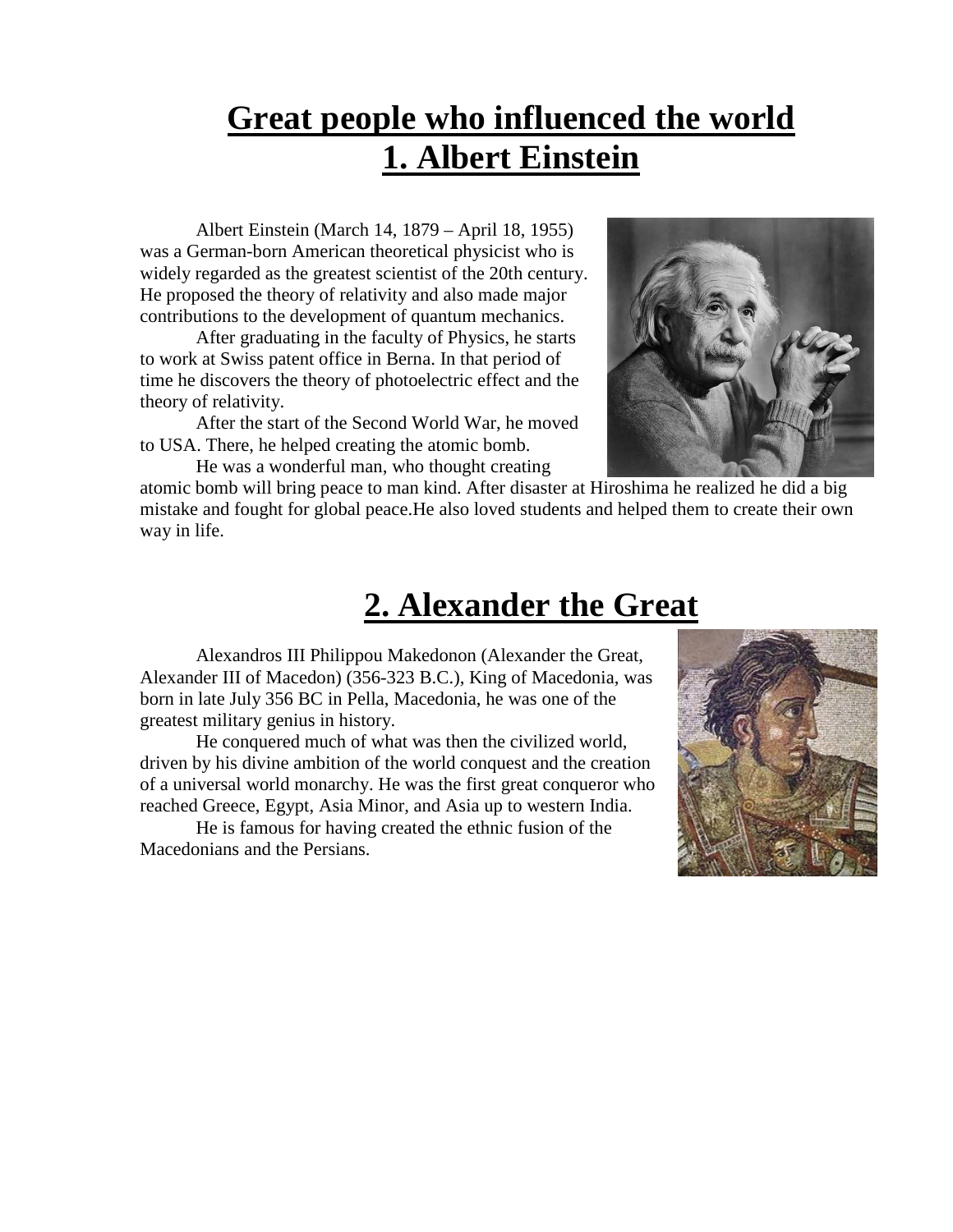# Great people who influenced the world

## 1. Albert Einstein

Albert Einstein (March 14, 1879 – April 18, 1955) was a German-born American theoretical physicist who is widely regarded as the greatest scientist of the 20th century. He proposed the theory of relativity and also made major contributions to the development of quantum mechanics.

After graduating in the faculty of Physics, he starts to work at Swiss patent office in Berna. In that period of time he discovers the theory of photoelectric effect and the theory of relativity.

After the start of the Second World War, he moved to USA. There, he helped creating the atomic bomb.

He was a wonderful man, who thought creating atomic bomb will bring peace to man kind. After disaster at Hiroshima he realized he did a big mistake and fought for global peace.He also loved students and helped them to create their own way in life.

## 2. Alexander the Great

Alexandros III Philippou Makedonon (Alexander the Great, Alexander III of Macedon) (356-323 B.C.), King of Macedonia, was born in late July 356 BC in Pella, Macedonia, he was one of the greatest military genius in history.

He conquered much of what was then the civilized world, driven by his divine ambition of the world conquest and the creation of a universal world monarchy. He was the first great conqueror who reached Greece, Egypt, Asia Minor, and Asia up to western India.

He is famous for having created the ethnic fusion of the Macedonians and the Persians.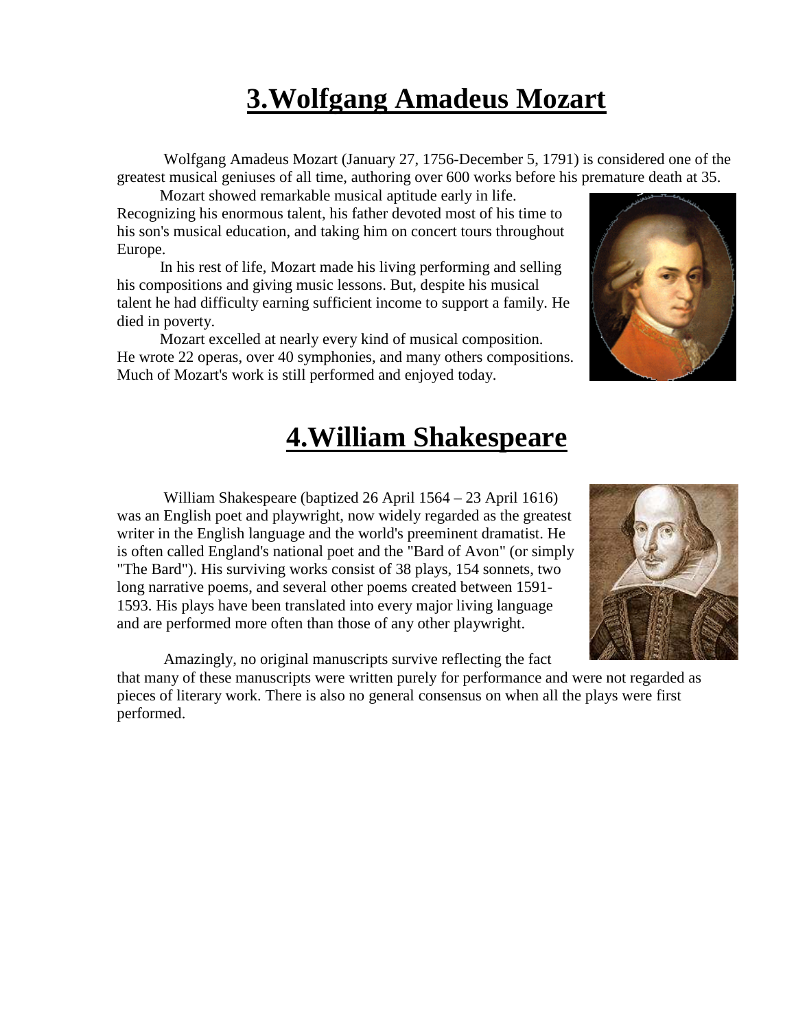# 3.Wolfgang Amadeus Mozart

Wolfgang Amadeus Mozart (January 27, 1756-December 5, 1791) is considered one of the greatest musical geniuses of all time, authoring over 600 works before his premature death at 35.

Mozart showed remarkable musical aptitude early in life. Recognizing his enormous talent, his father devoted most of his time to his son's musical education, and taking him on concert tours throughout Europe.

In his rest of life, Mozart made his living performing and selling his compositions and giving music lessons. But, despite his musical talent he had difficulty earning sufficient income to support a family. He died in poverty.

Mozart excelled at nearly every kind of musical composition. He wrote 22 operas, over 40 symphonies, and many others compositions. Much of Mozart's work is still performed and enjoyed today.

# 4.William Shakespeare

William Shakespeare (baptized 26 April 1564 – 23 April 1616) was an English poet and playwright, now widely regarded as the greatest writer in the English language and the world's preeminent dramatist. He is often called England's national poet and the "Bard of Avon" (or simply "The Bard"). His surviving works consist of 38 plays, 154 sonnets, two long narrative poems, and several other poems created between 1591-1593. His plays have been translated into every major living language and are performed more often than those of any other playwright.

Amazingly, no original manuscripts survive reflecting the fact that many of these manuscripts were written purely for performance and were not regarded as pieces of literary work. There is also no general consensus on when all the plays were first performed.